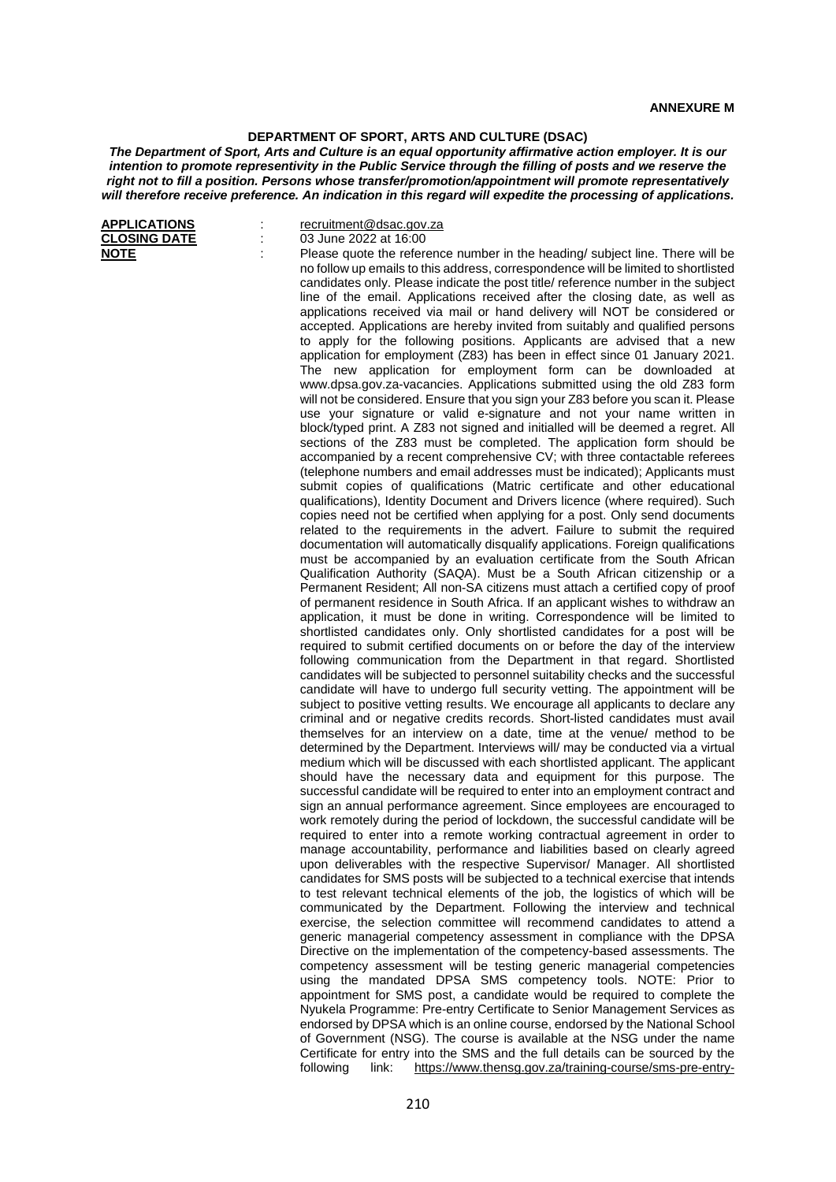**ANNEXURE M**

## DEPARTMENT OF SPORT, ARTS AND CULTURE (DSAC)

***The Department of Sport, Arts and Culture is an equal opportunity affirmative action employer. It is our intention to promote representivity in the Public Service through the filling of posts and we reserve the right not to fill a position. Persons whose transfer/promotion/appointment will promote representatively will therefore receive preference. An indication in this regard will expedite the processing of applications.***

**APPLICATIONS** : recruitment@dsac.gov.za

**CLOSING DATE** : 03 June 2022 at 16:00

**NOTE** : Please quote the reference number in the heading/ subject line. There will be no follow up emails to this address, correspondence will be limited to shortlisted candidates only. Please indicate the post title/ reference number in the subject line of the email. Applications received after the closing date, as well as applications received via mail or hand delivery will NOT be considered or accepted. Applications are hereby invited from suitably and qualified persons to apply for the following positions. Applicants are advised that a new application for employment (Z83) has been in effect since 01 January 2021. The new application for employment form can be downloaded at www.dpsa.gov.za-vacancies. Applications submitted using the old Z83 form will not be considered. Ensure that you sign your Z83 before you scan it. Please use your signature or valid e-signature and not your name written in block/typed print. A Z83 not signed and initialled will be deemed a regret. All sections of the Z83 must be completed. The application form should be accompanied by a recent comprehensive CV; with three contactable referees (telephone numbers and email addresses must be indicated); Applicants must submit copies of qualifications (Matric certificate and other educational qualifications), Identity Document and Drivers licence (where required). Such copies need not be certified when applying for a post. Only send documents related to the requirements in the advert. Failure to submit the required documentation will automatically disqualify applications. Foreign qualifications must be accompanied by an evaluation certificate from the South African Qualification Authority (SAQA). Must be a South African citizenship or a Permanent Resident; All non-SA citizens must attach a certified copy of proof of permanent residence in South Africa. If an applicant wishes to withdraw an application, it must be done in writing. Correspondence will be limited to shortlisted candidates only. Only shortlisted candidates for a post will be required to submit certified documents on or before the day of the interview following communication from the Department in that regard. Shortlisted candidates will be subjected to personnel suitability checks and the successful candidate will have to undergo full security vetting. The appointment will be subject to positive vetting results. We encourage all applicants to declare any criminal and or negative credits records. Short-listed candidates must avail themselves for an interview on a date, time at the venue/ method to be determined by the Department. Interviews will/ may be conducted via a virtual medium which will be discussed with each shortlisted applicant. The applicant should have the necessary data and equipment for this purpose. The successful candidate will be required to enter into an employment contract and sign an annual performance agreement. Since employees are encouraged to work remotely during the period of lockdown, the successful candidate will be required to enter into a remote working contractual agreement in order to manage accountability, performance and liabilities based on clearly agreed upon deliverables with the respective Supervisor/ Manager. All shortlisted candidates for SMS posts will be subjected to a technical exercise that intends to test relevant technical elements of the job, the logistics of which will be communicated by the Department. Following the interview and technical exercise, the selection committee will recommend candidates to attend a generic managerial competency assessment in compliance with the DPSA Directive on the implementation of the competency-based assessments. The competency assessment will be testing generic managerial competencies using the mandated DPSA SMS competency tools. NOTE: Prior to appointment for SMS post, a candidate would be required to complete the Nyukela Programme: Pre-entry Certificate to Senior Management Services as endorsed by DPSA which is an online course, endorsed by the National School of Government (NSG). The course is available at the NSG under the name Certificate for entry into the SMS and the full details can be sourced by the following link: https://www.thensg.gov.za/training-course/sms-pre-entry-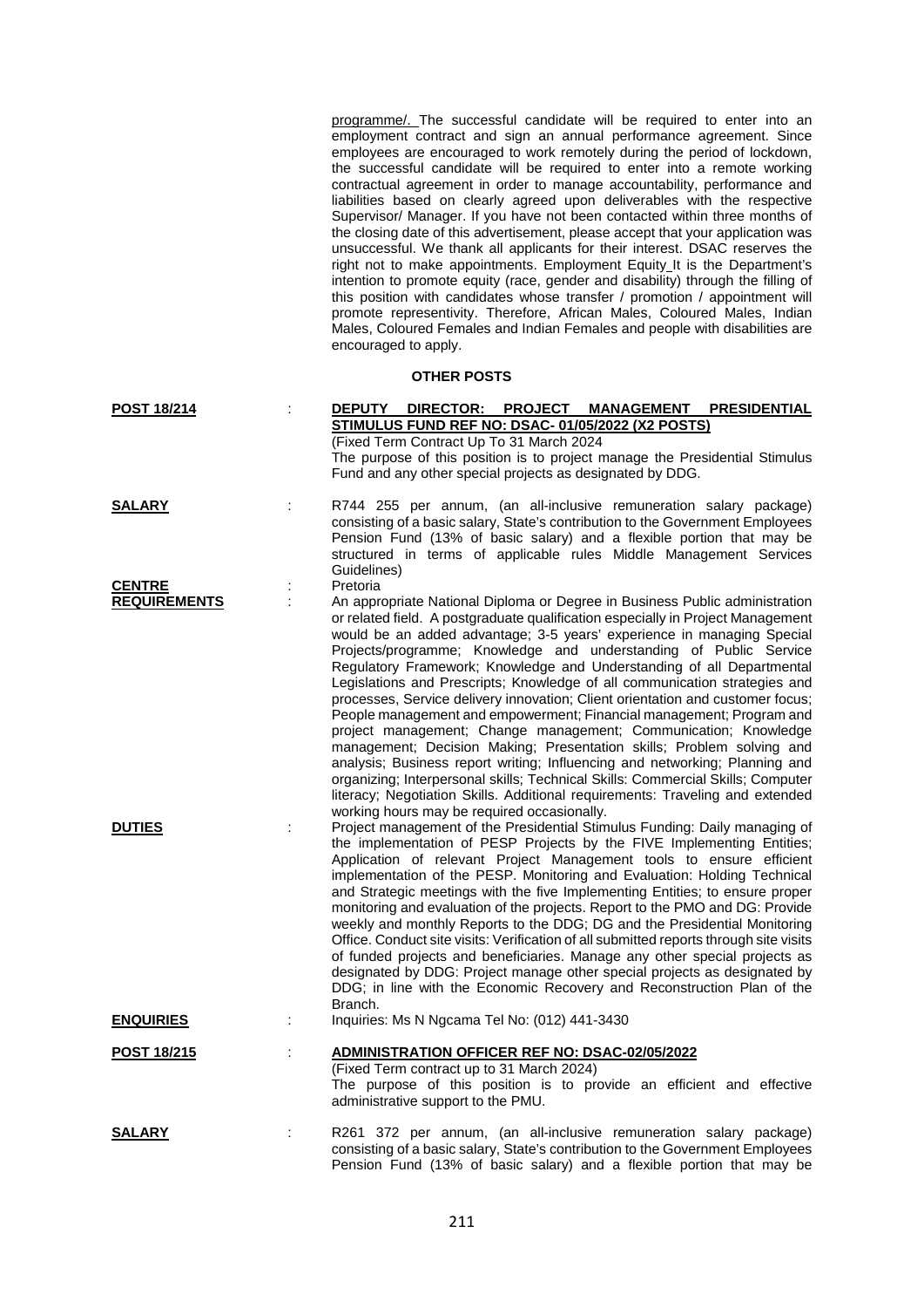programme/. The successful candidate will be required to enter into an employment contract and sign an annual performance agreement. Since employees are encouraged to work remotely during the period of lockdown, the successful candidate will be required to enter into a remote working contractual agreement in order to manage accountability, performance and liabilities based on clearly agreed upon deliverables with the respective Supervisor/ Manager. If you have not been contacted within three months of the closing date of this advertisement, please accept that your application was unsuccessful. We thank all applicants for their interest. DSAC reserves the right not to make appointments. Employment Equity_It is the Department's intention to promote equity (race, gender and disability) through the filling of this position with candidates whose transfer / promotion / appointment will promote representivity. Therefore, African Males, Coloured Males, Indian Males, Coloured Females and Indian Females and people with disabilities are encouraged to apply.

## OTHER POSTS

**POST 18/214** : **DEPUTY DIRECTOR: PROJECT MANAGEMENT PRESIDENTIAL STIMULUS FUND REF NO: DSAC- 01/05/2022 (X2 POSTS)**
(Fixed Term Contract Up To 31 March 2024
The purpose of this position is to project manage the Presidential Stimulus Fund and any other special projects as designated by DDG.

**SALARY** : R744 255 per annum, (an all-inclusive remuneration salary package) consisting of a basic salary, State's contribution to the Government Employees Pension Fund (13% of basic salary) and a flexible portion that may be structured in terms of applicable rules Middle Management Services Guidelines)

**CENTRE** : Pretoria

**REQUIREMENTS** : An appropriate National Diploma or Degree in Business Public administration or related field. A postgraduate qualification especially in Project Management would be an added advantage; 3-5 years' experience in managing Special Projects/programme; Knowledge and understanding of Public Service Regulatory Framework; Knowledge and Understanding of all Departmental Legislations and Prescripts; Knowledge of all communication strategies and processes, Service delivery innovation; Client orientation and customer focus; People management and empowerment; Financial management; Program and project management; Change management; Communication; Knowledge management; Decision Making; Presentation skills; Problem solving and analysis; Business report writing; Influencing and networking; Planning and organizing; Interpersonal skills; Technical Skills: Commercial Skills; Computer literacy; Negotiation Skills. Additional requirements: Traveling and extended working hours may be required occasionally.

**DUTIES** : Project management of the Presidential Stimulus Funding: Daily managing of the implementation of PESP Projects by the FIVE Implementing Entities; Application of relevant Project Management tools to ensure efficient implementation of the PESP. Monitoring and Evaluation: Holding Technical and Strategic meetings with the five Implementing Entities; to ensure proper monitoring and evaluation of the projects. Report to the PMO and DG: Provide weekly and monthly Reports to the DDG; DG and the Presidential Monitoring Office. Conduct site visits: Verification of all submitted reports through site visits of funded projects and beneficiaries. Manage any other special projects as designated by DDG: Project manage other special projects as designated by DDG; in line with the Economic Recovery and Reconstruction Plan of the Branch.

**ENQUIRIES** : Inquiries: Ms N Ngcama Tel No: (012) 441-3430

**POST 18/215** : **ADMINISTRATION OFFICER REF NO: DSAC-02/05/2022**
(Fixed Term contract up to 31 March 2024)
The purpose of this position is to provide an efficient and effective administrative support to the PMU.

**SALARY** : R261 372 per annum, (an all-inclusive remuneration salary package) consisting of a basic salary, State's contribution to the Government Employees Pension Fund (13% of basic salary) and a flexible portion that may be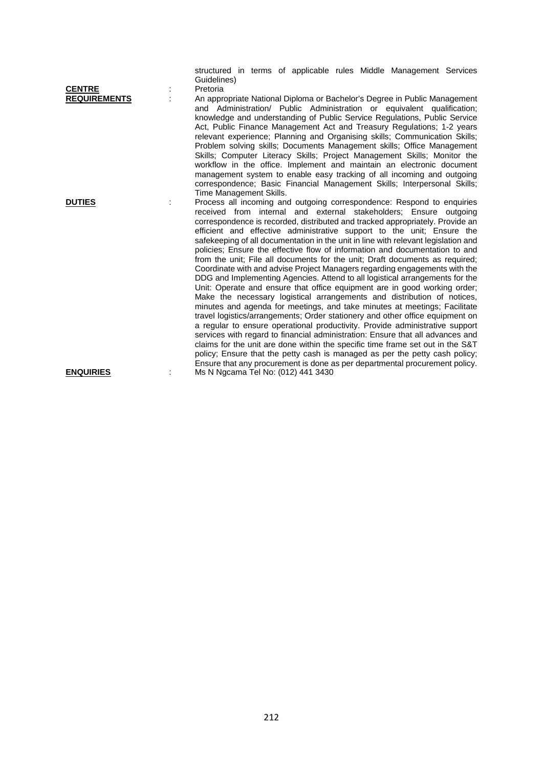structured in terms of applicable rules Middle Management Services Guidelines)

**CENTRE** : Pretoria

**REQUIREMENTS** : An appropriate National Diploma or Bachelor's Degree in Public Management and Administration/ Public Administration or equivalent qualification; knowledge and understanding of Public Service Regulations, Public Service Act, Public Finance Management Act and Treasury Regulations; 1-2 years relevant experience; Planning and Organising skills; Communication Skills; Problem solving skills; Documents Management skills; Office Management Skills; Computer Literacy Skills; Project Management Skills; Monitor the workflow in the office. Implement and maintain an electronic document management system to enable easy tracking of all incoming and outgoing correspondence; Basic Financial Management Skills; Interpersonal Skills; Time Management Skills.

**DUTIES** : Process all incoming and outgoing correspondence: Respond to enquiries received from internal and external stakeholders; Ensure outgoing correspondence is recorded, distributed and tracked appropriately. Provide an efficient and effective administrative support to the unit; Ensure the safekeeping of all documentation in the unit in line with relevant legislation and policies; Ensure the effective flow of information and documentation to and from the unit; File all documents for the unit; Draft documents as required; Coordinate with and advise Project Managers regarding engagements with the DDG and Implementing Agencies. Attend to all logistical arrangements for the Unit: Operate and ensure that office equipment are in good working order; Make the necessary logistical arrangements and distribution of notices, minutes and agenda for meetings, and take minutes at meetings; Facilitate travel logistics/arrangements; Order stationery and other office equipment on a regular to ensure operational productivity. Provide administrative support services with regard to financial administration: Ensure that all advances and claims for the unit are done within the specific time frame set out in the S&T policy; Ensure that the petty cash is managed as per the petty cash policy; Ensure that any procurement is done as per departmental procurement policy.

**ENQUIRIES** : Ms N Ngcama Tel No: (012) 441 3430